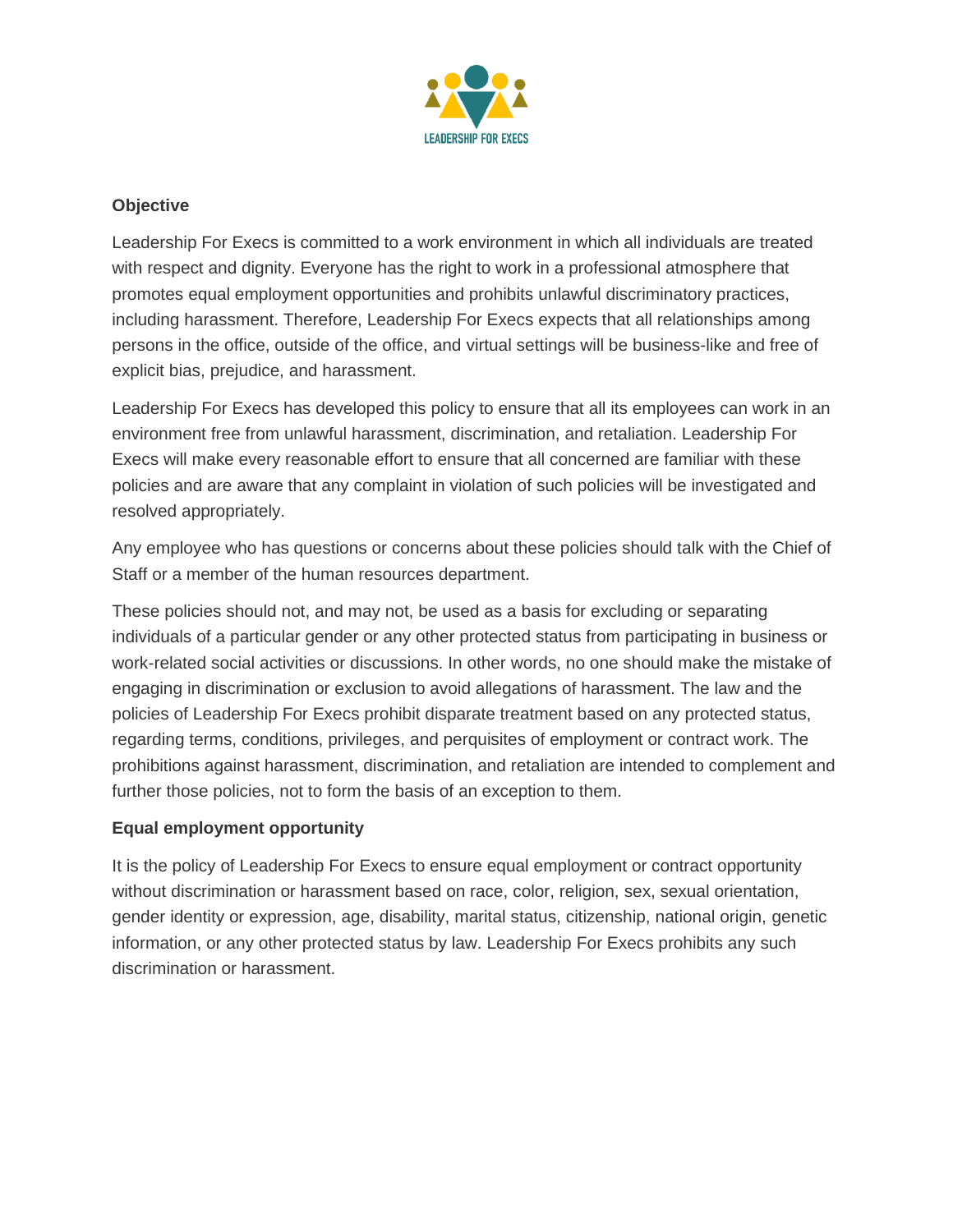LEADERSHIP FOR EXECS

**Objective**

Leadership For Execs is committed to a work environment in which all individuals are treated with respect and dignity. Everyone has the right to work in a professional atmosphere that promotes equal employment opportunities and prohibits unlawful discriminatory practices, including harassment. Therefore, Leadership For Execs expects that all relationships among persons in the office, outside of the office, and virtual settings will be business-like and free of explicit bias, prejudice, and harassment.

Leadership For Execs has developed this policy to ensure that all its employees can work in an environment free from unlawful harassment, discrimination, and retaliation. Leadership For Execs will make every reasonable effort to ensure that all concerned are familiar with these policies and are aware that any complaint in violation of such policies will be investigated and resolved appropriately.

Any employee who has questions or concerns about these policies should talk with the Chief of Staff or a member of the human resources department.

These policies should not, and may not, be used as a basis for excluding or separating individuals of a particular gender or any other protected status from participating in business or work-related social activities or discussions. In other words, no one should make the mistake of engaging in discrimination or exclusion to avoid allegations of harassment. The law and the policies of Leadership For Execs prohibit disparate treatment based on any protected status, regarding terms, conditions, privileges, and perquisites of employment or contract work. The prohibitions against harassment, discrimination, and retaliation are intended to complement and further those policies, not to form the basis of an exception to them.

**Equal employment opportunity**

It is the policy of Leadership For Execs to ensure equal employment or contract opportunity without discrimination or harassment based on race, color, religion, sex, sexual orientation, gender identity or expression, age, disability, marital status, citizenship, national origin, genetic information, or any other protected status by law. Leadership For Execs prohibits any such discrimination or harassment.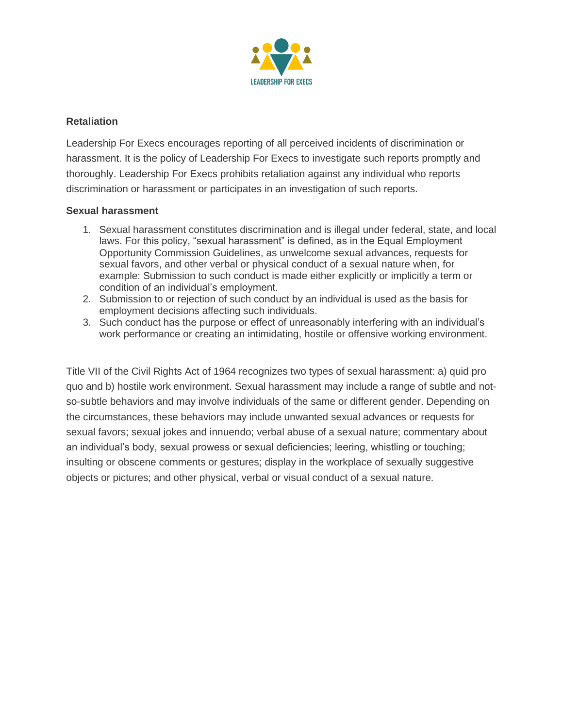**Retaliation**

Leadership For Execs encourages reporting of all perceived incidents of discrimination or harassment. It is the policy of Leadership For Execs to investigate such reports promptly and thoroughly. Leadership For Execs prohibits retaliation against any individual who reports discrimination or harassment or participates in an investigation of such reports.

**Sexual harassment**

1. Sexual harassment constitutes discrimination and is illegal under federal, state, and local laws. For this policy, "sexual harassment" is defined, as in the Equal Employment Opportunity Commission Guidelines, as unwelcome sexual advances, requests for sexual favors, and other verbal or physical conduct of a sexual nature when, for example: Submission to such conduct is made either explicitly or implicitly a term or condition of an individual's employment.
2. Submission to or rejection of such conduct by an individual is used as the basis for employment decisions affecting such individuals.
3. Such conduct has the purpose or effect of unreasonably interfering with an individual's work performance or creating an intimidating, hostile or offensive working environment.

Title VII of the Civil Rights Act of 1964 recognizes two types of sexual harassment: a) quid pro quo and b) hostile work environment. Sexual harassment may include a range of subtle and not-so-subtle behaviors and may involve individuals of the same or different gender. Depending on the circumstances, these behaviors may include unwanted sexual advances or requests for sexual favors; sexual jokes and innuendo; verbal abuse of a sexual nature; commentary about an individual's body, sexual prowess or sexual deficiencies; leering, whistling or touching; insulting or obscene comments or gestures; display in the workplace of sexually suggestive objects or pictures; and other physical, verbal or visual conduct of a sexual nature.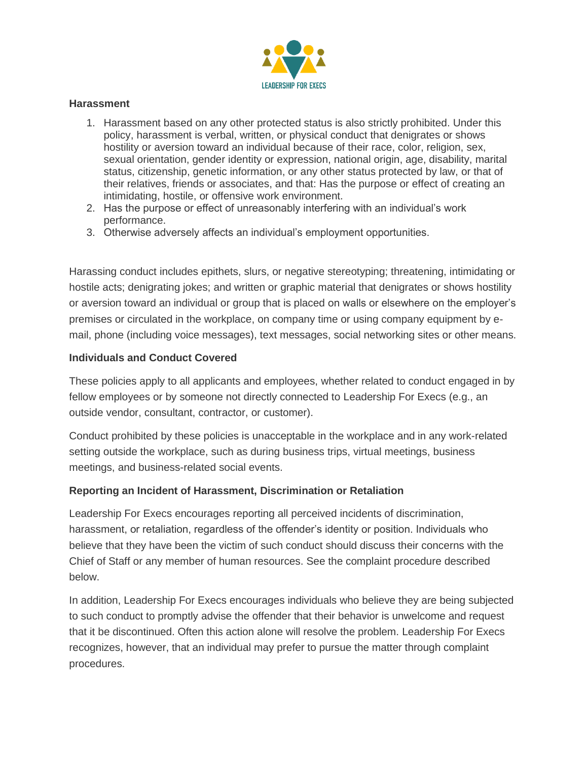**Harassment**

1. Harassment based on any other protected status is also strictly prohibited. Under this policy, harassment is verbal, written, or physical conduct that denigrates or shows hostility or aversion toward an individual because of their race, color, religion, sex, sexual orientation, gender identity or expression, national origin, age, disability, marital status, citizenship, genetic information, or any other status protected by law, or that of their relatives, friends or associates, and that: Has the purpose or effect of creating an intimidating, hostile, or offensive work environment.
2. Has the purpose or effect of unreasonably interfering with an individual's work performance.
3. Otherwise adversely affects an individual's employment opportunities.

Harassing conduct includes epithets, slurs, or negative stereotyping; threatening, intimidating or hostile acts; denigrating jokes; and written or graphic material that denigrates or shows hostility or aversion toward an individual or group that is placed on walls or elsewhere on the employer's premises or circulated in the workplace, on company time or using company equipment by e-mail, phone (including voice messages), text messages, social networking sites or other means.

**Individuals and Conduct Covered**

These policies apply to all applicants and employees, whether related to conduct engaged in by fellow employees or by someone not directly connected to Leadership For Execs (e.g., an outside vendor, consultant, contractor, or customer).

Conduct prohibited by these policies is unacceptable in the workplace and in any work-related setting outside the workplace, such as during business trips, virtual meetings, business meetings, and business-related social events.

**Reporting an Incident of Harassment, Discrimination or Retaliation**

Leadership For Execs encourages reporting all perceived incidents of discrimination, harassment, or retaliation, regardless of the offender's identity or position. Individuals who believe that they have been the victim of such conduct should discuss their concerns with the Chief of Staff or any member of human resources. See the complaint procedure described below.

In addition, Leadership For Execs encourages individuals who believe they are being subjected to such conduct to promptly advise the offender that their behavior is unwelcome and request that it be discontinued. Often this action alone will resolve the problem. Leadership For Execs recognizes, however, that an individual may prefer to pursue the matter through complaint procedures.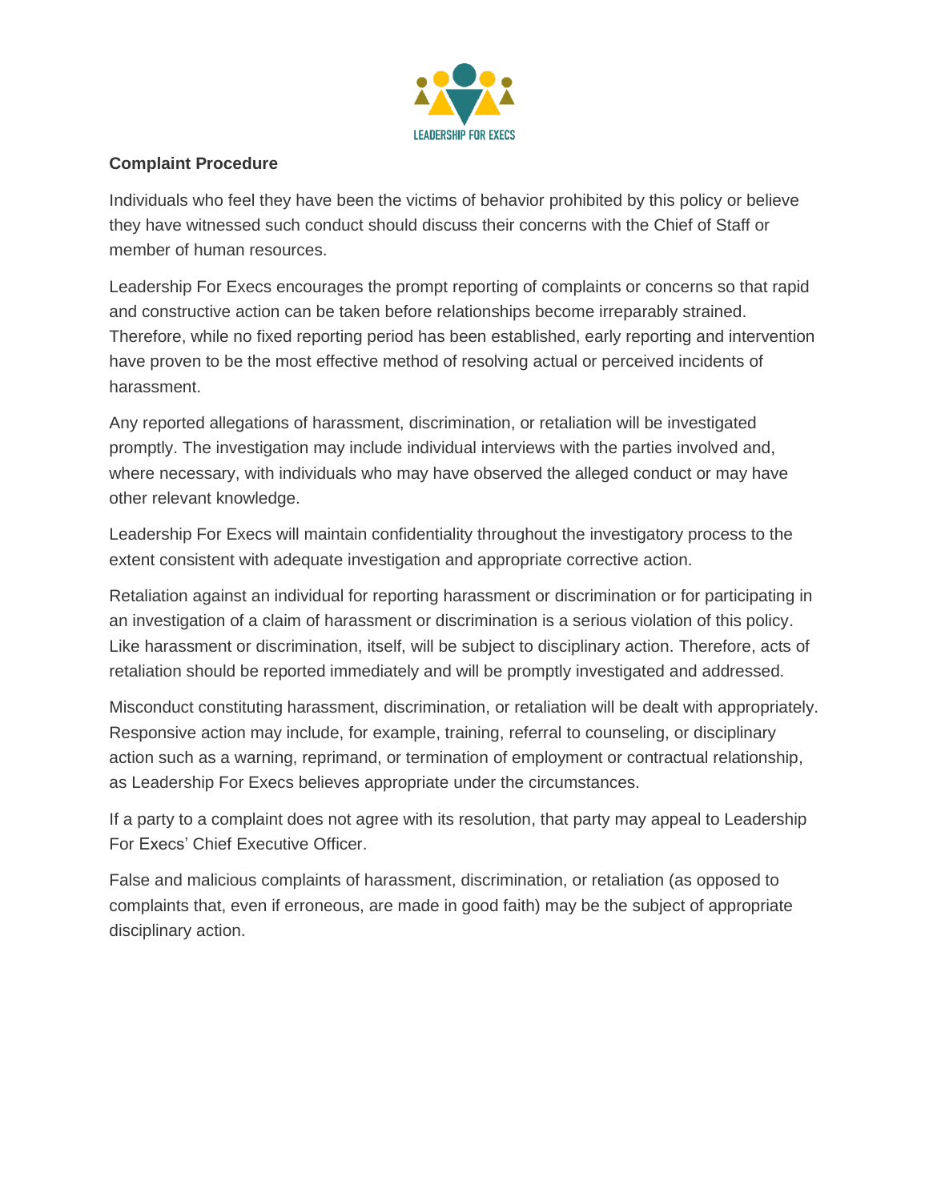**Complaint Procedure**

Individuals who feel they have been the victims of behavior prohibited by this policy or believe they have witnessed such conduct should discuss their concerns with the Chief of Staff or member of human resources.

Leadership For Execs encourages the prompt reporting of complaints or concerns so that rapid and constructive action can be taken before relationships become irreparably strained. Therefore, while no fixed reporting period has been established, early reporting and intervention have proven to be the most effective method of resolving actual or perceived incidents of harassment.

Any reported allegations of harassment, discrimination, or retaliation will be investigated promptly. The investigation may include individual interviews with the parties involved and, where necessary, with individuals who may have observed the alleged conduct or may have other relevant knowledge.

Leadership For Execs will maintain confidentiality throughout the investigatory process to the extent consistent with adequate investigation and appropriate corrective action.

Retaliation against an individual for reporting harassment or discrimination or for participating in an investigation of a claim of harassment or discrimination is a serious violation of this policy. Like harassment or discrimination, itself, will be subject to disciplinary action. Therefore, acts of retaliation should be reported immediately and will be promptly investigated and addressed.

Misconduct constituting harassment, discrimination, or retaliation will be dealt with appropriately. Responsive action may include, for example, training, referral to counseling, or disciplinary action such as a warning, reprimand, or termination of employment or contractual relationship, as Leadership For Execs believes appropriate under the circumstances.

If a party to a complaint does not agree with its resolution, that party may appeal to Leadership For Execs' Chief Executive Officer.

False and malicious complaints of harassment, discrimination, or retaliation (as opposed to complaints that, even if erroneous, are made in good faith) may be the subject of appropriate disciplinary action.